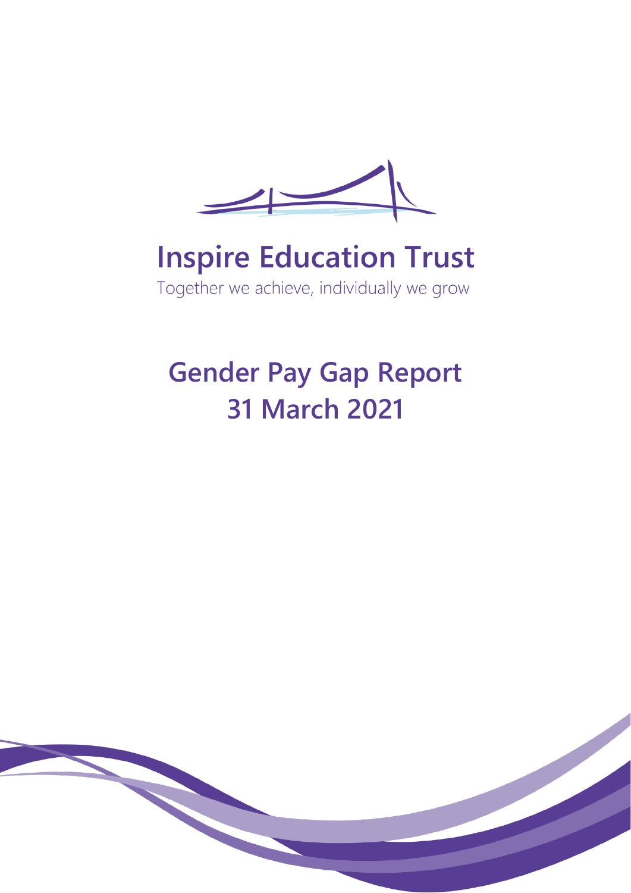# Inspire Education Trust

Together we achieve, individually we grow

# Gender Pay Gap Report
# 31 March 2021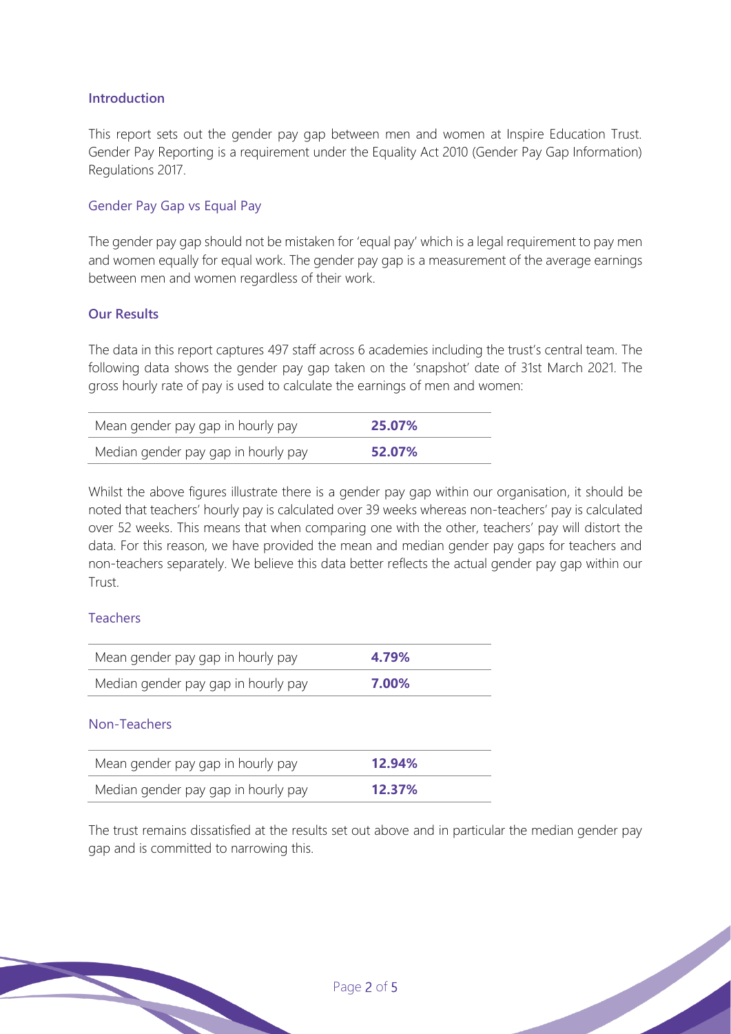## Introduction

This report sets out the gender pay gap between men and women at Inspire Education Trust. Gender Pay Reporting is a requirement under the Equality Act 2010 (Gender Pay Gap Information) Regulations 2017.

### Gender Pay Gap vs Equal Pay

The gender pay gap should not be mistaken for 'equal pay' which is a legal requirement to pay men and women equally for equal work. The gender pay gap is a measurement of the average earnings between men and women regardless of their work.

## Our Results

The data in this report captures 497 staff across 6 academies including the trust's central team. The following data shows the gender pay gap taken on the 'snapshot' date of 31st March 2021. The gross hourly rate of pay is used to calculate the earnings of men and women:

| | |
|---|---|
| Mean gender pay gap in hourly pay | **25.07%** |
| Median gender pay gap in hourly pay | **52.07%** |

Whilst the above figures illustrate there is a gender pay gap within our organisation, it should be noted that teachers' hourly pay is calculated over 39 weeks whereas non-teachers' pay is calculated over 52 weeks. This means that when comparing one with the other, teachers' pay will distort the data. For this reason, we have provided the mean and median gender pay gaps for teachers and non-teachers separately. We believe this data better reflects the actual gender pay gap within our Trust.

### Teachers

| | |
|---|---|
| Mean gender pay gap in hourly pay | **4.79%** |
| Median gender pay gap in hourly pay | **7.00%** |

### Non-Teachers

| | |
|---|---|
| Mean gender pay gap in hourly pay | **12.94%** |
| Median gender pay gap in hourly pay | **12.37%** |

The trust remains dissatisfied at the results set out above and in particular the median gender pay gap and is committed to narrowing this.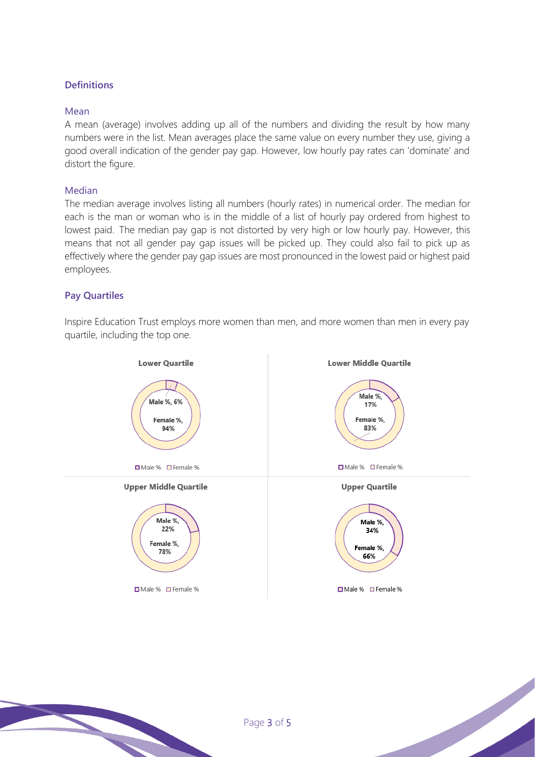## Definitions

### Mean

A mean (average) involves adding up all of the numbers and dividing the result by how many numbers were in the list. Mean averages place the same value on every number they use, giving a good overall indication of the gender pay gap. However, low hourly pay rates can 'dominate' and distort the figure.

### Median

The median average involves listing all numbers (hourly rates) in numerical order. The median for each is the man or woman who is in the middle of a list of hourly pay ordered from highest to lowest paid. The median pay gap is not distorted by very high or low hourly pay. However, this means that not all gender pay gap issues will be picked up. They could also fail to pick up as effectively where the gender pay gap issues are most pronounced in the lowest paid or highest paid employees.

## Pay Quartiles

Inspire Education Trust employs more women than men, and more women than men in every pay quartile, including the top one.

**Lower Quartile**

Male %, 6%

Female %, 94%

**Lower Middle Quartile**

Male %, 17%

Female %, 83%

**Upper Middle Quartile**

Male %, 22%

Female %, 78%

**Upper Quartile**

Male %, 34%

Female %, 66%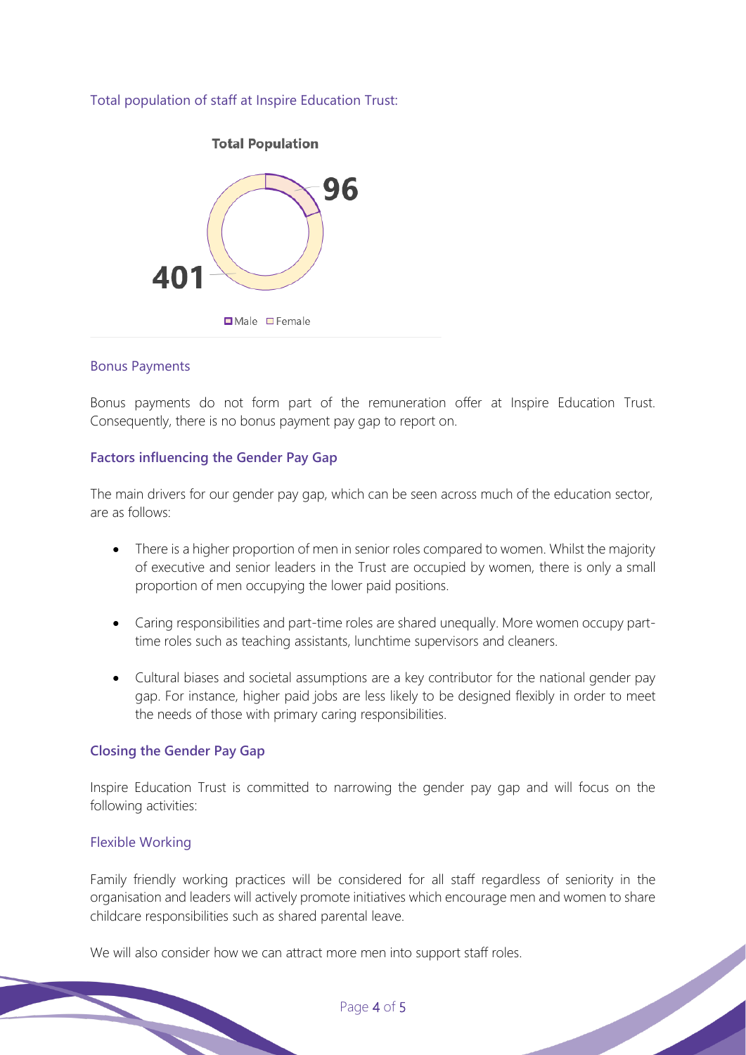Total population of staff at Inspire Education Trust:

**Total Population**

96

401

Male Female

## Bonus Payments

Bonus payments do not form part of the remuneration offer at Inspire Education Trust. Consequently, there is no bonus payment pay gap to report on.

## Factors influencing the Gender Pay Gap

The main drivers for our gender pay gap, which can be seen across much of the education sector, are as follows:

- There is a higher proportion of men in senior roles compared to women. Whilst the majority of executive and senior leaders in the Trust are occupied by women, there is only a small proportion of men occupying the lower paid positions.
- Caring responsibilities and part-time roles are shared unequally. More women occupy part-time roles such as teaching assistants, lunchtime supervisors and cleaners.
- Cultural biases and societal assumptions are a key contributor for the national gender pay gap. For instance, higher paid jobs are less likely to be designed flexibly in order to meet the needs of those with primary caring responsibilities.

## Closing the Gender Pay Gap

Inspire Education Trust is committed to narrowing the gender pay gap and will focus on the following activities:

### Flexible Working

Family friendly working practices will be considered for all staff regardless of seniority in the organisation and leaders will actively promote initiatives which encourage men and women to share childcare responsibilities such as shared parental leave.

We will also consider how we can attract more men into support staff roles.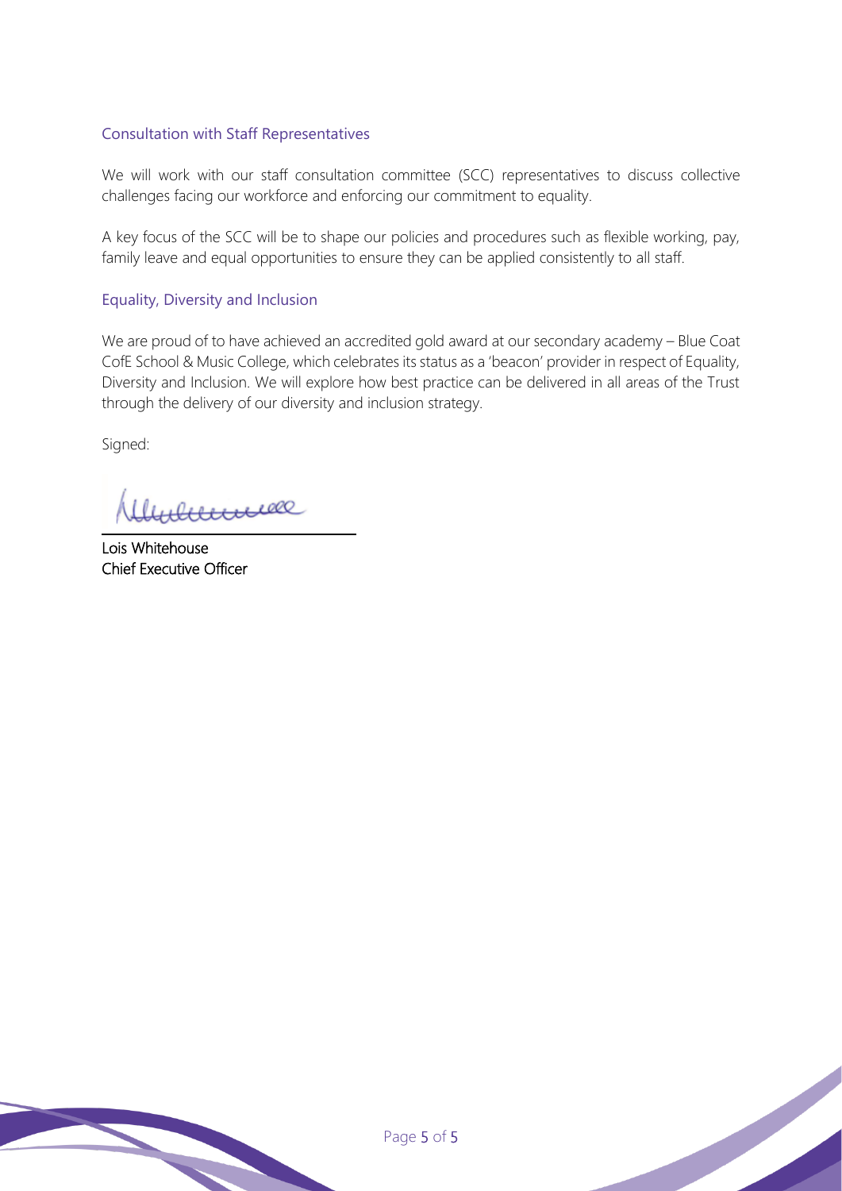## Consultation with Staff Representatives

We will work with our staff consultation committee (SCC) representatives to discuss collective challenges facing our workforce and enforcing our commitment to equality.

A key focus of the SCC will be to shape our policies and procedures such as flexible working, pay, family leave and equal opportunities to ensure they can be applied consistently to all staff.

## Equality, Diversity and Inclusion

We are proud of to have achieved an accredited gold award at our secondary academy – Blue Coat CofE School & Music College, which celebrates its status as a 'beacon' provider in respect of Equality, Diversity and Inclusion. We will explore how best practice can be delivered in all areas of the Trust through the delivery of our diversity and inclusion strategy.

Signed:

Lois Whitehouse
Chief Executive Officer